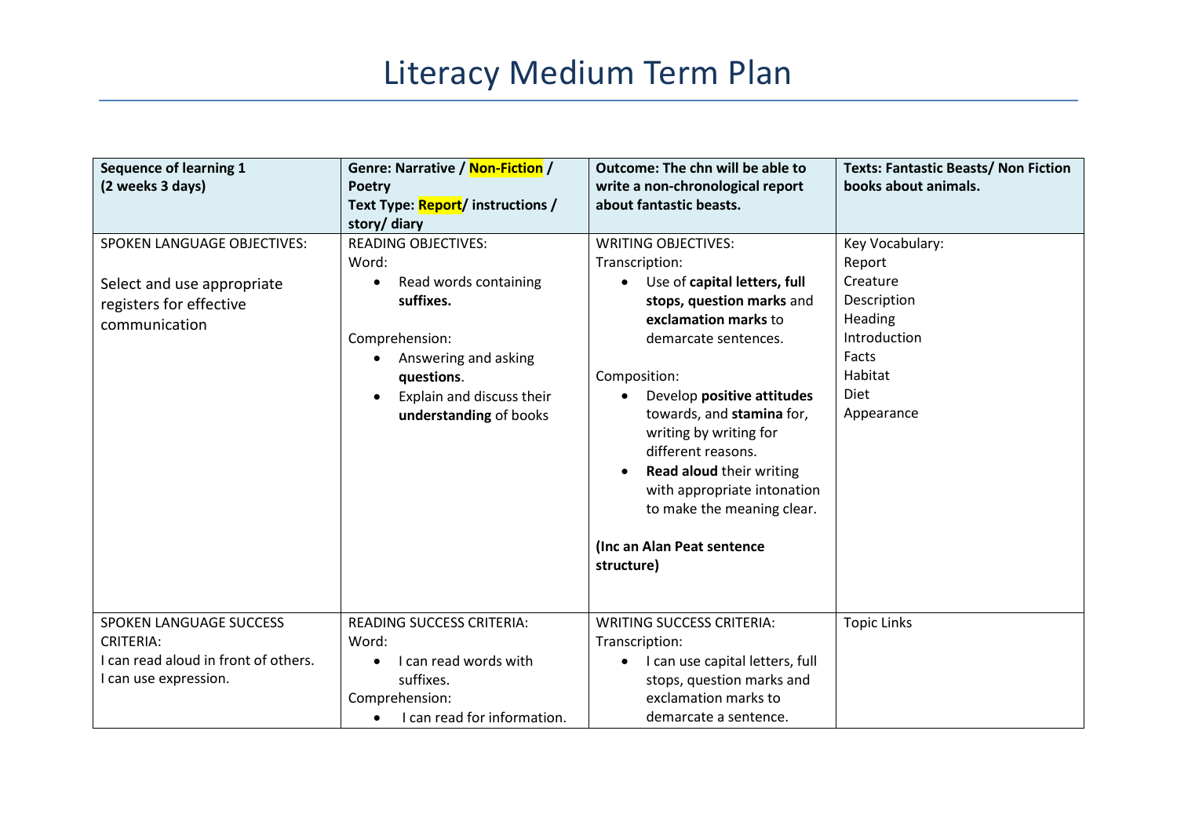# Literacy Medium Term Plan

| **Sequence of learning 1**<br>**(2 weeks 3 days)** | **Genre: Narrative / Non-Fiction / Poetry**<br>**Text Type: Report/ instructions / story/ diary** | **Outcome: The chn will be able to write a non-chronological report about fantastic beasts.** | **Texts: Fantastic Beasts/ Non Fiction books about animals.** |
|---|---|---|---|
| SPOKEN LANGUAGE OBJECTIVES:<br><br>Select and use appropriate registers for effective communication | READING OBJECTIVES:<br>Word:<br>• Read words containing **suffixes.**<br><br>Comprehension:<br>• Answering and asking **questions**.<br>• Explain and discuss their **understanding** of books | WRITING OBJECTIVES:<br>Transcription:<br>• Use of **capital letters, full stops, question marks** and **exclamation marks** to demarcate sentences.<br><br>Composition:<br>• Develop **positive attitudes** towards, and **stamina** for, writing by writing for different reasons.<br>• **Read aloud** their writing with appropriate intonation to make the meaning clear.<br><br>**(Inc an Alan Peat sentence structure)** | Key Vocabulary:<br>Report<br>Creature<br>Description<br>Heading<br>Introduction<br>Facts<br>Habitat<br>Diet<br>Appearance |
| SPOKEN LANGUAGE SUCCESS CRITERIA:<br>I can read aloud in front of others.<br>I can use expression. | READING SUCCESS CRITERIA:<br>Word:<br>• I can read words with suffixes.<br>Comprehension:<br>• I can read for information. | WRITING SUCCESS CRITERIA:<br>Transcription:<br>• I can use capital letters, full stops, question marks and exclamation marks to demarcate a sentence. | Topic Links |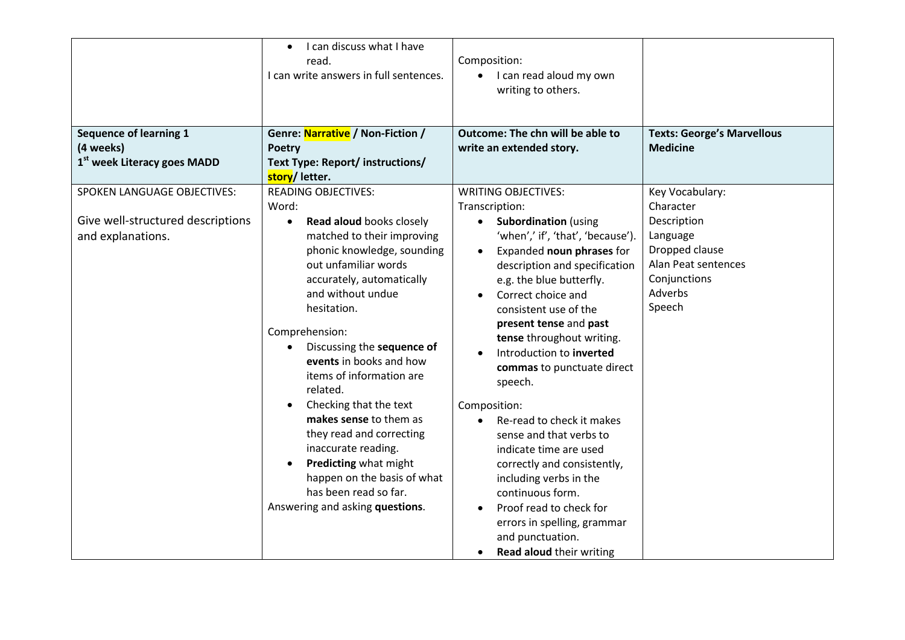| | • I can discuss what I have read.<br>I can write answers in full sentences. | Composition:<br>• I can read aloud my own writing to others. | |
|---|---|---|---|
| **Sequence of learning 1**<br>**(4 weeks)**<br>**1st week Literacy goes MADD** | **Genre: Narrative / Non-Fiction / Poetry**<br>**Text Type: Report/ instructions/ story/ letter.** | **Outcome: The chn will be able to write an extended story.** | **Texts: George's Marvellous Medicine** |
| SPOKEN LANGUAGE OBJECTIVES:<br><br>Give well-structured descriptions and explanations. | READING OBJECTIVES:<br>Word:<br>• **Read aloud** books closely matched to their improving phonic knowledge, sounding out unfamiliar words accurately, automatically and without undue hesitation.<br><br>Comprehension:<br>• Discussing the **sequence of events** in books and how items of information are related.<br>• Checking that the text **makes sense** to them as they read and correcting inaccurate reading.<br>• **Predicting** what might happen on the basis of what has been read so far.<br>Answering and asking **questions**. | WRITING OBJECTIVES:<br>Transcription:<br>• **Subordination** (using 'when',' if', 'that', 'because').<br>• Expanded **noun phrases** for description and specification e.g. the blue butterfly.<br>• Correct choice and consistent use of the **present tense** and **past tense** throughout writing.<br>• Introduction to **inverted commas** to punctuate direct speech.<br><br>Composition:<br>• Re-read to check it makes sense and that verbs to indicate time are used correctly and consistently, including verbs in the continuous form.<br>• Proof read to check for errors in spelling, grammar and punctuation.<br>• **Read aloud** their writing | Key Vocabulary:<br>Character<br>Description<br>Language<br>Dropped clause<br>Alan Peat sentences<br>Conjunctions<br>Adverbs<br>Speech |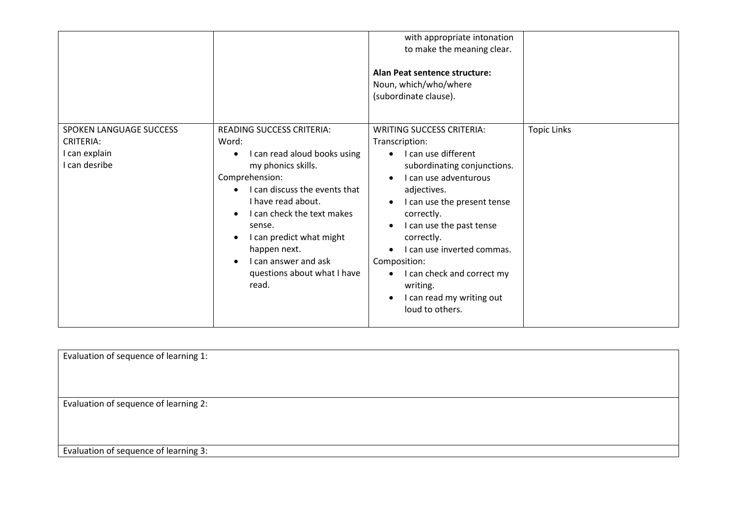| | | | |
|---|---|---|---|
| | | with appropriate intonation to make the meaning clear.<br><br>**Alan Peat sentence structure:**<br>Noun, which/who/where (subordinate clause). | |
| SPOKEN LANGUAGE SUCCESS CRITERIA:<br>I can explain<br>I can desribe | READING SUCCESS CRITERIA:<br>Word:<br>• I can read aloud books using my phonics skills.<br>Comprehension:<br>• I can discuss the events that I have read about.<br>• I can check the text makes sense.<br>• I can predict what might happen next.<br>• I can answer and ask questions about what I have read. | WRITING SUCCESS CRITERIA:<br>Transcription:<br>• I can use different subordinating conjunctions.<br>• I can use adventurous adjectives.<br>• I can use the present tense correctly.<br>• I can use the past tense correctly.<br>• I can use inverted commas.<br>Composition:<br>• I can check and correct my writing.<br>• I can read my writing out loud to others. | Topic Links |

| |
|---|
| Evaluation of sequence of learning 1: |
| Evaluation of sequence of learning 2: |
| Evaluation of sequence of learning 3: |